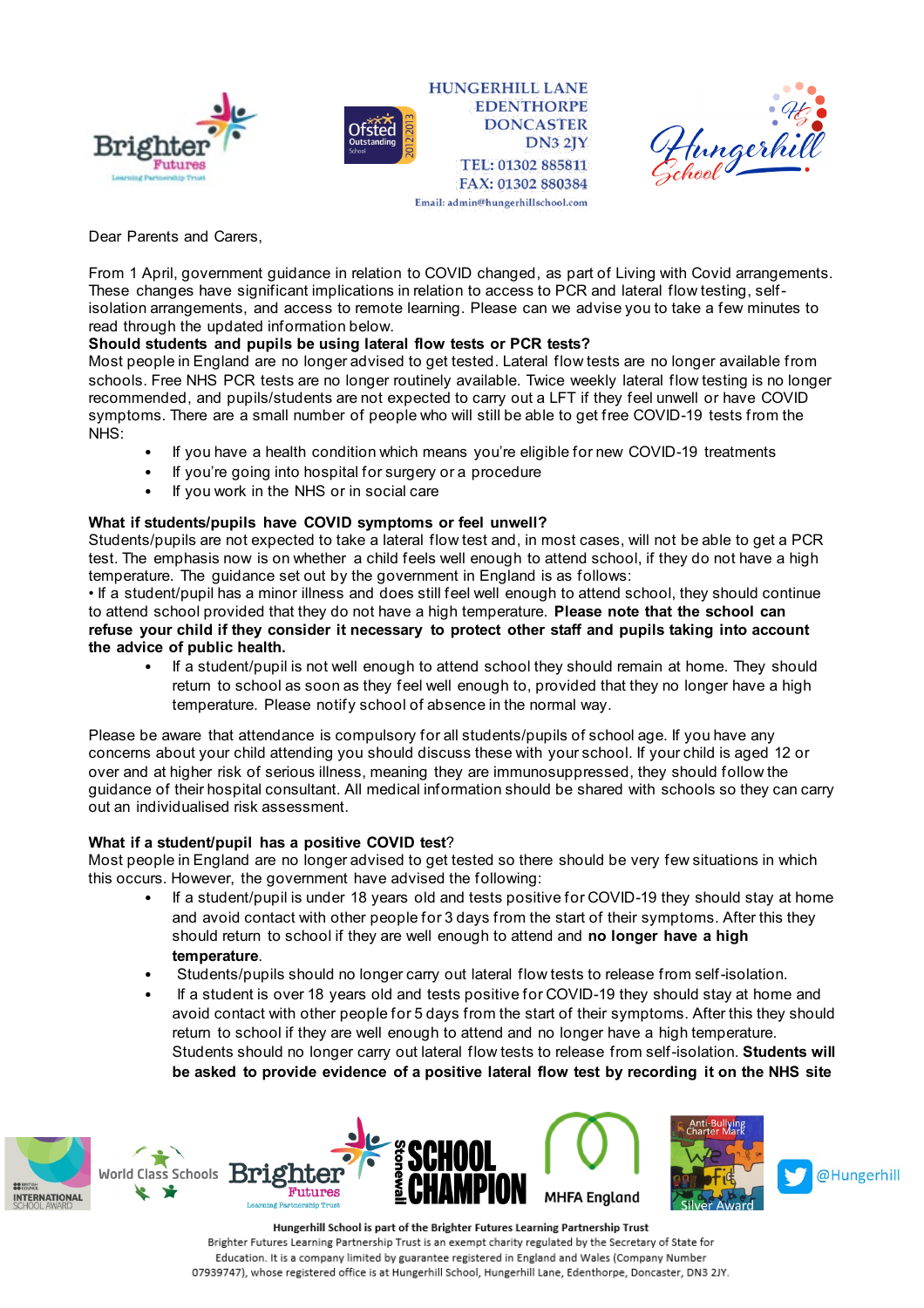HUNGERHILL LANE
EDENTHORPE
DONCASTER
DN3 2JY
TEL: 01302 885811
FAX: 01302 880384
Email: admin@hungerhillschool.com

Dear Parents and Carers,

From 1 April, government guidance in relation to COVID changed, as part of Living with Covid arrangements. These changes have significant implications in relation to access to PCR and lateral flow testing, self-isolation arrangements, and access to remote learning. Please can we advise you to take a few minutes to read through the updated information below.

**Should students and pupils be using lateral flow tests or PCR tests?**

Most people in England are no longer advised to get tested. Lateral flow tests are no longer available from schools. Free NHS PCR tests are no longer routinely available. Twice weekly lateral flow testing is no longer recommended, and pupils/students are not expected to carry out a LFT if they feel unwell or have COVID symptoms. There are a small number of people who will still be able to get free COVID-19 tests from the NHS:

- If you have a health condition which means you're eligible for new COVID-19 treatments
- If you're going into hospital for surgery or a procedure
- If you work in the NHS or in social care

**What if students/pupils have COVID symptoms or feel unwell?**

Students/pupils are not expected to take a lateral flow test and, in most cases, will not be able to get a PCR test. The emphasis now is on whether a child feels well enough to attend school, if they do not have a high temperature. The guidance set out by the government in England is as follows:

• If a student/pupil has a minor illness and does still feel well enough to attend school, they should continue to attend school provided that they do not have a high temperature. **Please note that the school can refuse your child if they consider it necessary to protect other staff and pupils taking into account the advice of public health.**

- If a student/pupil is not well enough to attend school they should remain at home. They should return to school as soon as they feel well enough to, provided that they no longer have a high temperature. Please notify school of absence in the normal way.

Please be aware that attendance is compulsory for all students/pupils of school age. If you have any concerns about your child attending you should discuss these with your school. If your child is aged 12 or over and at higher risk of serious illness, meaning they are immunosuppressed, they should follow the guidance of their hospital consultant. All medical information should be shared with schools so they can carry out an individualised risk assessment.

**What if a student/pupil has a positive COVID test**?

Most people in England are no longer advised to get tested so there should be very few situations in which this occurs. However, the government have advised the following:

- If a student/pupil is under 18 years old and tests positive for COVID-19 they should stay at home and avoid contact with other people for 3 days from the start of their symptoms. After this they should return to school if they are well enough to attend and **no longer have a high temperature**.
- Students/pupils should no longer carry out lateral flow tests to release from self-isolation.
- If a student is over 18 years old and tests positive for COVID-19 they should stay at home and avoid contact with other people for 5 days from the start of their symptoms. After this they should return to school if they are well enough to attend and no longer have a high temperature. Students should no longer carry out lateral flow tests to release from self-isolation. **Students will be asked to provide evidence of a positive lateral flow test by recording it on the NHS site**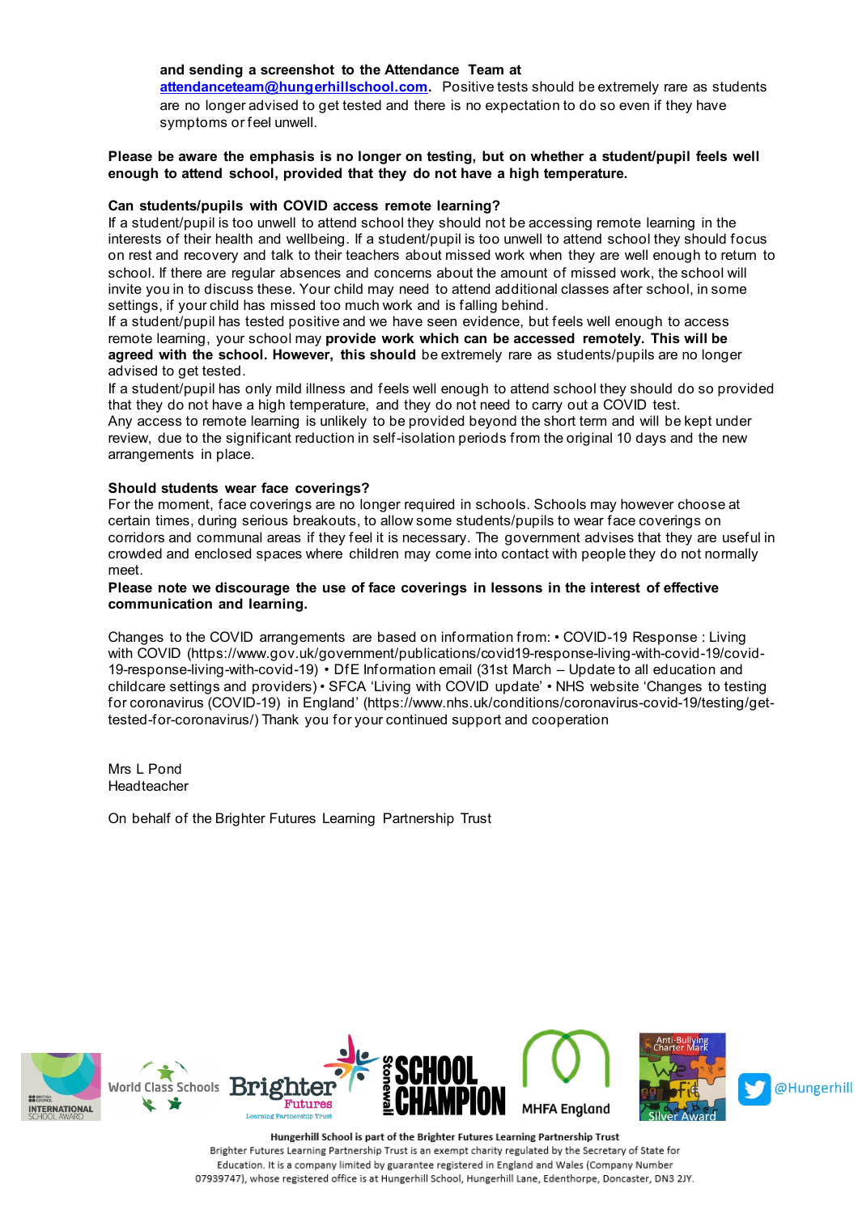**and sending a screenshot to the Attendance Team at attendanceteam@hungerhillschool.com.** Positive tests should be extremely rare as students are no longer advised to get tested and there is no expectation to do so even if they have symptoms or feel unwell.

**Please be aware the emphasis is no longer on testing, but on whether a student/pupil feels well enough to attend school, provided that they do not have a high temperature.**

**Can students/pupils with COVID access remote learning?**

If a student/pupil is too unwell to attend school they should not be accessing remote learning in the interests of their health and wellbeing. If a student/pupil is too unwell to attend school they should focus on rest and recovery and talk to their teachers about missed work when they are well enough to return to school. If there are regular absences and concerns about the amount of missed work, the school will invite you in to discuss these. Your child may need to attend additional classes after school, in some settings, if your child has missed too much work and is falling behind.

If a student/pupil has tested positive and we have seen evidence, but feels well enough to access remote learning, your school may **provide work which can be accessed remotely. This will be agreed with the school. However, this should** be extremely rare as students/pupils are no longer advised to get tested.

If a student/pupil has only mild illness and feels well enough to attend school they should do so provided that they do not have a high temperature, and they do not need to carry out a COVID test.

Any access to remote learning is unlikely to be provided beyond the short term and will be kept under review, due to the significant reduction in self-isolation periods from the original 10 days and the new arrangements in place.

**Should students wear face coverings?**

For the moment, face coverings are no longer required in schools. Schools may however choose at certain times, during serious breakouts, to allow some students/pupils to wear face coverings on corridors and communal areas if they feel it is necessary. The government advises that they are useful in crowded and enclosed spaces where children may come into contact with people they do not normally meet.

**Please note we discourage the use of face coverings in lessons in the interest of effective communication and learning.**

Changes to the COVID arrangements are based on information from: • COVID-19 Response : Living with COVID (https://www.gov.uk/government/publications/covid19-response-living-with-covid-19/covid-19-response-living-with-covid-19) • DfE Information email (31st March – Update to all education and childcare settings and providers) • SFCA 'Living with COVID update' • NHS website 'Changes to testing for coronavirus (COVID-19) in England' (https://www.nhs.uk/conditions/coronavirus-covid-19/testing/get-tested-for-coronavirus/) Thank you for your continued support and cooperation

Mrs L Pond
Headteacher

On behalf of the Brighter Futures Learning Partnership Trust

@Hungerhill

**Hungerhill School is part of the Brighter Futures Learning Partnership Trust**

Brighter Futures Learning Partnership Trust is an exempt charity regulated by the Secretary of State for Education. It is a company limited by guarantee registered in England and Wales (Company Number 07939747), whose registered office is at Hungerhill School, Hungerhill Lane, Edenthorpe, Doncaster, DN3 2JY.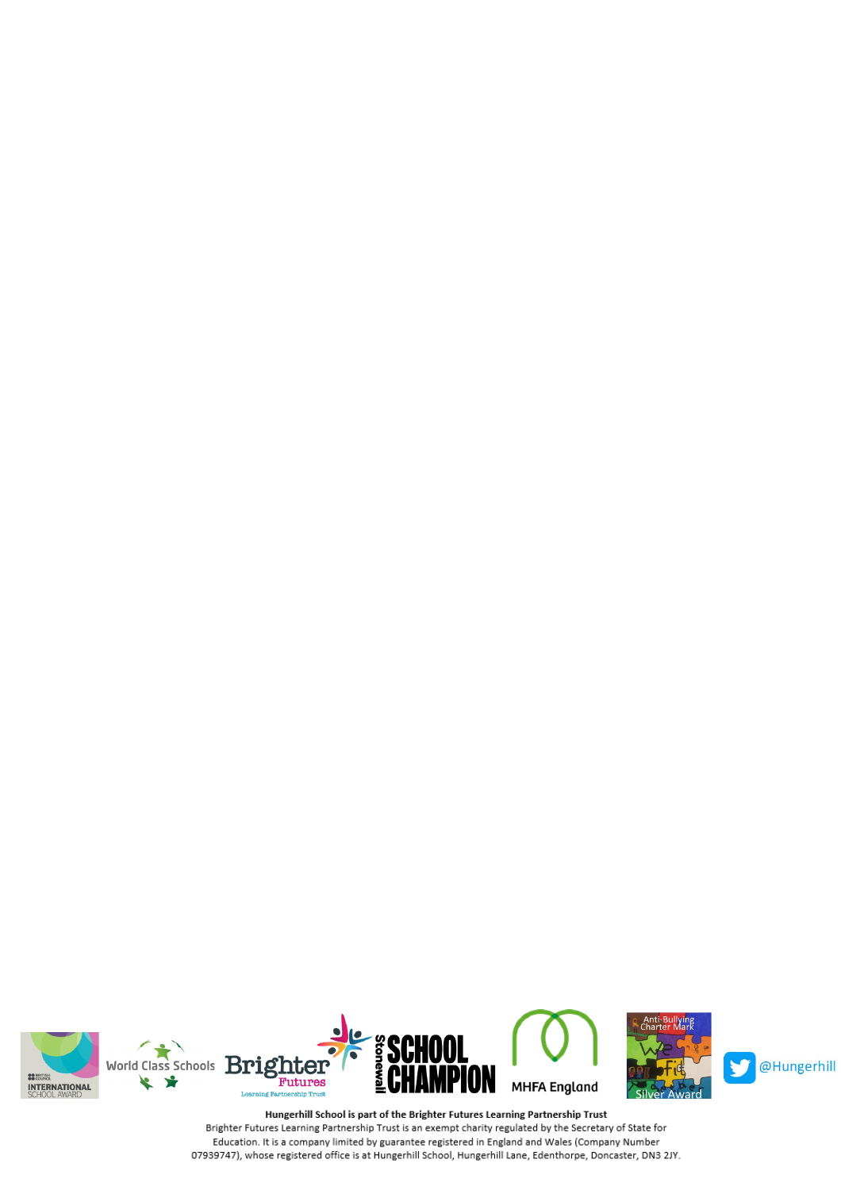**Hungerhill School is part of the Brighter Futures Learning Partnership Trust**

Brighter Futures Learning Partnership Trust is an exempt charity regulated by the Secretary of State for Education. It is a company limited by guarantee registered in England and Wales (Company Number 07939747), whose registered office is at Hungerhill School, Hungerhill Lane, Edenthorpe, Doncaster, DN3 2JY.